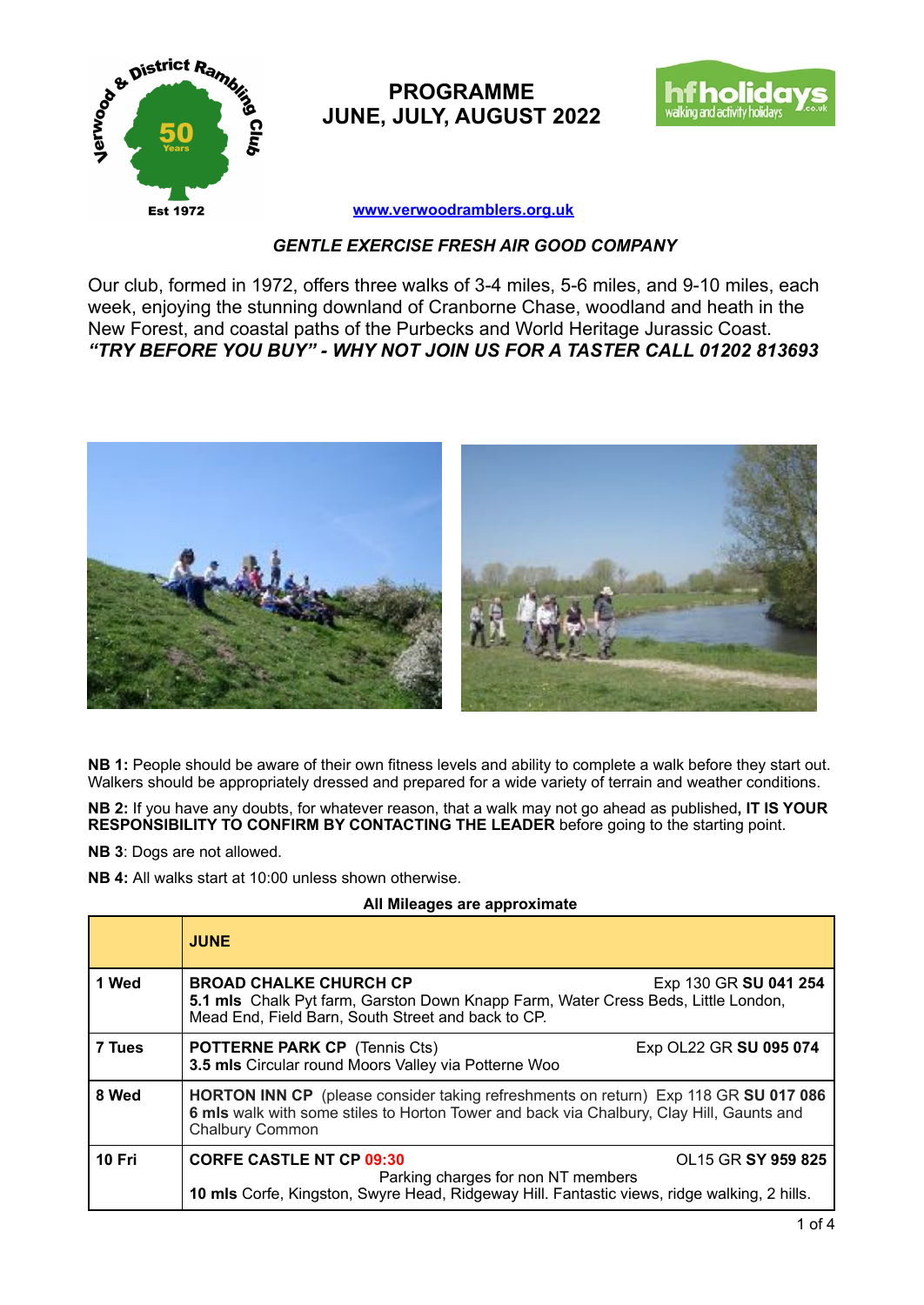# PROGRAMME
# JUNE, JULY, AUGUST 2022

Verwood & District Rambling Club — 50 Years — Est 1972

hfholidays walking and activity holidays

www.verwoodramblers.org.uk

***GENTLE EXERCISE FRESH AIR GOOD COMPANY***

Our club, formed in 1972, offers three walks of 3-4 miles, 5-6 miles, and 9-10 miles, each week, enjoying the stunning downland of Cranborne Chase, woodland and heath in the New Forest, and coastal paths of the Purbecks and World Heritage Jurassic Coast.
***"TRY BEFORE YOU BUY" - WHY NOT JOIN US FOR A TASTER CALL 01202 813693***

**NB 1:** People should be aware of their own fitness levels and ability to complete a walk before they start out. Walkers should be appropriately dressed and prepared for a wide variety of terrain and weather conditions.

**NB 2:** If you have any doubts, for whatever reason, that a walk may not go ahead as published**, IT IS YOUR RESPONSIBILITY TO CONFIRM BY CONTACTING THE LEADER** before going to the starting point.

**NB 3**: Dogs are not allowed.

**NB 4:** All walks start at 10:00 unless shown otherwise.

**All Mileages are approximate**

| | **JUNE** |
|---|---|
| **1 Wed** | **BROAD CHALKE CHURCH CP** Exp 130 GR **SU 041 254**<br>**5.1 mls** Chalk Pyt farm, Garston Down Knapp Farm, Water Cress Beds, Little London, Mead End, Field Barn, South Street and back to CP. |
| **7 Tues** | **POTTERNE PARK CP** (Tennis Cts) Exp OL22 GR **SU 095 074**<br>**3.5 mls** Circular round Moors Valley via Potterne Woo |
| **8 Wed** | **HORTON INN CP** (please consider taking refreshments on return) Exp 118 GR **SU 017 086**<br>**6 mls** walk with some stiles to Horton Tower and back via Chalbury, Clay Hill, Gaunts and Chalbury Common |
| **10 Fri** | **CORFE CASTLE NT CP 09:30** OL15 GR **SY 959 825**<br>Parking charges for non NT members<br>**10 mls** Corfe, Kingston, Swyre Head, Ridgeway Hill. Fantastic views, ridge walking, 2 hills. |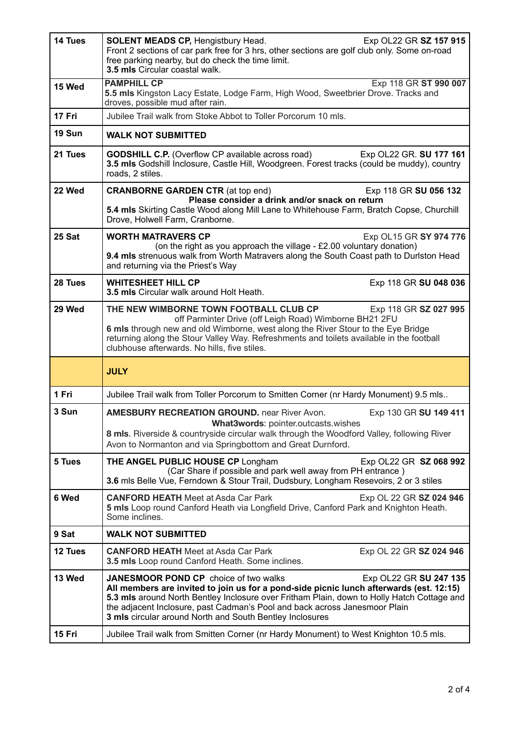| | |
|---|---|
| **14 Tues** | **SOLENT MEADS CP,** Hengistbury Head. Exp OL22 GR **SZ 157 915**<br>Front 2 sections of car park free for 3 hrs, other sections are golf club only. Some on-road free parking nearby, but do check the time limit.<br>**3.5 mls** Circular coastal walk. |
| **15 Wed** | **PAMPHILL CP** Exp 118 GR **ST 990 007**<br>**5.5 mls** Kingston Lacy Estate, Lodge Farm, High Wood, Sweetbrier Drove. Tracks and droves, possible mud after rain. |
| **17 Fri** | Jubilee Trail walk from Stoke Abbot to Toller Porcorum 10 mls. |
| **19 Sun** | **WALK NOT SUBMITTED** |
| **21 Tues** | **GODSHILL C.P.** (Overflow CP available across road) Exp OL22 GR. **SU 177 161**<br>**3.5 mls** Godshill Inclosure, Castle Hill, Woodgreen. Forest tracks (could be muddy), country roads, 2 stiles. |
| **22 Wed** | **CRANBORNE GARDEN CTR** (at top end) Exp 118 GR **SU 056 132**<br>**Please consider a drink and/or snack on return**<br>**5.4 mls** Skirting Castle Wood along Mill Lane to Whitehouse Farm, Bratch Copse, Churchill Drove, Holwell Farm, Cranborne. |
| **25 Sat** | **WORTH MATRAVERS CP** Exp OL15 GR **SY 974 776**<br>(on the right as you approach the village - £2.00 voluntary donation)<br>**9.4 mls** strenuous walk from Worth Matravers along the South Coast path to Durlston Head and returning via the Priest's Way |
| **28 Tues** | **WHITESHEET HILL CP** Exp 118 GR **SU 048 036**<br>**3.5 mls** Circular walk around Holt Heath. |
| **29 Wed** | **THE NEW WIMBORNE TOWN FOOTBALL CLUB CP** Exp 118 GR **SZ 027 995**<br>off Parminter Drive (off Leigh Road) Wimborne BH21 2FU<br>**6 mls** through new and old Wimborne, west along the River Stour to the Eye Bridge returning along the Stour Valley Way. Refreshments and toilets available in the football clubhouse afterwards. No hills, five stiles. |
| | **JULY** |
| **1 Fri** | Jubilee Trail walk from Toller Porcorum to Smitten Corner (nr Hardy Monument) 9.5 mls.. |
| **3 Sun** | **AMESBURY RECREATION GROUND.** near River Avon. Exp 130 GR **SU 149 411**<br>**What3words**: pointer.outcasts.wishes<br>**8 mls**. Riverside & countryside circular walk through the Woodford Valley, following River Avon to Normanton and via Springbottom and Great Durnford. |
| **5 Tues** | **THE ANGEL PUBLIC HOUSE CP** Longham Exp OL22 GR **SZ 068 992**<br>(Car Share if possible and park well away from PH entrance )<br>**3.6** mls Belle Vue, Ferndown & Stour Trail, Dudsbury, Longham Resevoirs, 2 or 3 stiles |
| **6 Wed** | **CANFORD HEATH** Meet at Asda Car Park Exp OL 22 GR **SZ 024 946**<br>**5 mls** Loop round Canford Heath via Longfield Drive, Canford Park and Knighton Heath. Some inclines. |
| **9 Sat** | **WALK NOT SUBMITTED** |
| **12 Tues** | **CANFORD HEATH** Meet at Asda Car Park Exp OL 22 GR **SZ 024 946**<br>**3.5 mls** Loop round Canford Heath. Some inclines. |
| **13 Wed** | **JANESMOOR POND CP** choice of two walks Exp OL22 GR **SU 247 135**<br>**All members are invited to join us for a pond-side picnic lunch afterwards (est. 12:15)**<br>**5.3 mls** around North Bentley Inclosure over Fritham Plain, down to Holly Hatch Cottage and the adjacent Inclosure, past Cadman's Pool and back across Janesmoor Plain<br>**3 mls** circular around North and South Bentley Inclosures |
| **15 Fri** | Jubilee Trail walk from Smitten Corner (nr Hardy Monument) to West Knighton 10.5 mls. |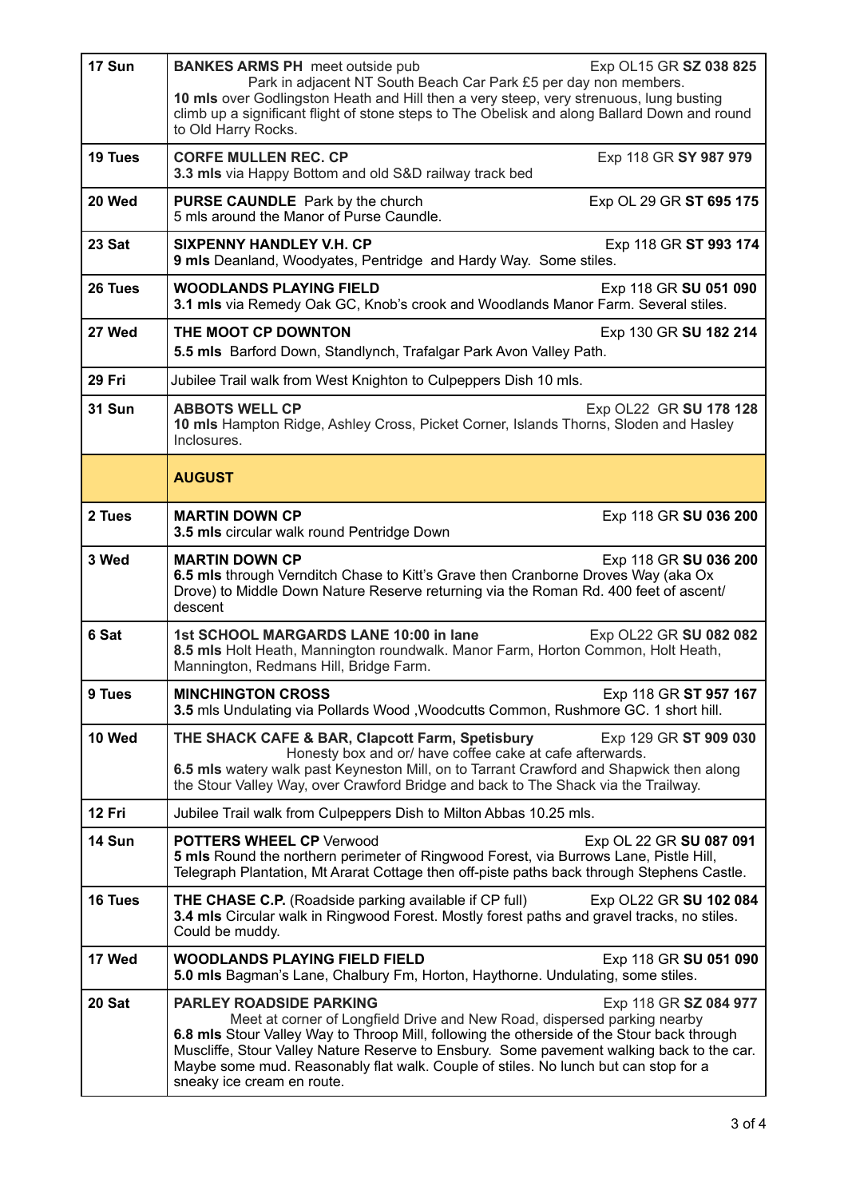| | |
|---|---|
| **17 Sun** | **BANKES ARMS PH** meet outside pub Exp OL15 GR **SZ 038 825**<br>Park in adjacent NT South Beach Car Park £5 per day non members.<br>**10 mls** over Godlingston Heath and Hill then a very steep, very strenuous, lung busting climb up a significant flight of stone steps to The Obelisk and along Ballard Down and round to Old Harry Rocks. |
| **19 Tues** | **CORFE MULLEN REC. CP** Exp 118 GR **SY 987 979**<br>**3.3 mls** via Happy Bottom and old S&D railway track bed |
| **20 Wed** | **PURSE CAUNDLE** Park by the church Exp OL 29 GR **ST 695 175**<br>5 mls around the Manor of Purse Caundle. |
| **23 Sat** | **SIXPENNY HANDLEY V.H. CP** Exp 118 GR **ST 993 174**<br>**9 mls** Deanland, Woodyates, Pentridge and Hardy Way. Some stiles. |
| **26 Tues** | **WOODLANDS PLAYING FIELD** Exp 118 GR **SU 051 090**<br>**3.1 mls** via Remedy Oak GC, Knob's crook and Woodlands Manor Farm. Several stiles. |
| **27 Wed** | **THE MOOT CP DOWNTON** Exp 130 GR **SU 182 214**<br>**5.5 mls** Barford Down, Standlynch, Trafalgar Park Avon Valley Path. |
| **29 Fri** | Jubilee Trail walk from West Knighton to Culpeppers Dish 10 mls. |
| **31 Sun** | **ABBOTS WELL CP** Exp OL22 GR **SU 178 128**<br>**10 mls** Hampton Ridge, Ashley Cross, Picket Corner, Islands Thorns, Sloden and Hasley Inclosures. |
| | **AUGUST** |
| **2 Tues** | **MARTIN DOWN CP** Exp 118 GR **SU 036 200**<br>**3.5 mls** circular walk round Pentridge Down |
| **3 Wed** | **MARTIN DOWN CP** Exp 118 GR **SU 036 200**<br>**6.5 mls** through Vernditch Chase to Kitt's Grave then Cranborne Droves Way (aka Ox Drove) to Middle Down Nature Reserve returning via the Roman Rd. 400 feet of ascent/ descent |
| **6 Sat** | **1st SCHOOL MARGARDS LANE 10:00 in lane** Exp OL22 GR **SU 082 082**<br>**8.5 mls** Holt Heath, Mannington roundwalk. Manor Farm, Horton Common, Holt Heath, Mannington, Redmans Hill, Bridge Farm. |
| **9 Tues** | **MINCHINGTON CROSS** Exp 118 GR **ST 957 167**<br>**3.5** mls Undulating via Pollards Wood ,Woodcutts Common, Rushmore GC. 1 short hill. |
| **10 Wed** | **THE SHACK CAFE & BAR, Clapcott Farm, Spetisbury** Exp 129 GR **ST 909 030**<br>Honesty box and or/ have coffee cake at cafe afterwards.<br>**6.5 mls** watery walk past Keyneston Mill, on to Tarrant Crawford and Shapwick then along the Stour Valley Way, over Crawford Bridge and back to The Shack via the Trailway. |
| **12 Fri** | Jubilee Trail walk from Culpeppers Dish to Milton Abbas 10.25 mls. |
| **14 Sun** | **POTTERS WHEEL CP** Verwood Exp OL 22 GR **SU 087 091**<br>**5 mls** Round the northern perimeter of Ringwood Forest, via Burrows Lane, Pistle Hill, Telegraph Plantation, Mt Ararat Cottage then off-piste paths back through Stephens Castle. |
| **16 Tues** | **THE CHASE C.P.** (Roadside parking available if CP full) Exp OL22 GR **SU 102 084**<br>**3.4 mls** Circular walk in Ringwood Forest. Mostly forest paths and gravel tracks, no stiles. Could be muddy. |
| **17 Wed** | **WOODLANDS PLAYING FIELD FIELD** Exp 118 GR **SU 051 090**<br>**5.0 mls** Bagman's Lane, Chalbury Fm, Horton, Haythorne. Undulating, some stiles. |
| **20 Sat** | **PARLEY ROADSIDE PARKING** Exp 118 GR **SZ 084 977**<br>Meet at corner of Longfield Drive and New Road, dispersed parking nearby<br>**6.8 mls** Stour Valley Way to Throop Mill, following the otherside of the Stour back through Muscliffe, Stour Valley Nature Reserve to Ensbury. Some pavement walking back to the car. Maybe some mud. Reasonably flat walk. Couple of stiles. No lunch but can stop for a sneaky ice cream en route. |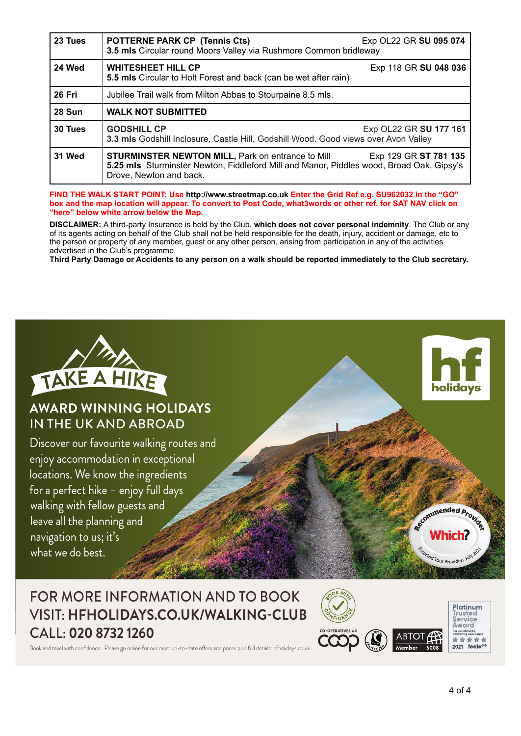| | |
|---|---|
| **23 Tues** | **POTTERNE PARK CP (Tennis Cts)** Exp OL22 GR **SU 095 074**<br>**3.5 mls** Circular round Moors Valley via Rushmore Common bridleway |
| **24 Wed** | **WHITESHEET HILL CP** Exp 118 GR **SU 048 036**<br>**5.5 mls** Circular to Holt Forest and back (can be wet after rain) |
| **26 Fri** | Jubilee Trail walk from Milton Abbas to Stourpaine 8.5 mls. |
| **28 Sun** | **WALK NOT SUBMITTED** |
| **30 Tues** | **GODSHILL CP** Exp OL22 GR **SU 177 161**<br>**3.3 mls** Godshill Inclosure, Castle Hill, Godshill Wood. Good views over Avon Valley |
| **31 Wed** | **STURMINSTER NEWTON MILL,** Park on entrance to Mill Exp 129 GR **ST 781 135**<br>**5.25 mls** Sturminster Newton, Fiddleford Mill and Manor, Piddles wood, Broad Oak, Gipsy's Drove, Newton and back. |

**FIND THE WALK START POINT: Use http://www.streetmap.co.uk Enter the Grid Ref e.g. SU962032 in the "GO" box and the map location will appear. To convert to Post Code, what3words or other ref. for SAT NAV click on "here" below white arrow below the Map.**

**DISCLAIMER:** A third-party Insurance is held by the Club, **which does not cover personal indemnity**. The Club or any of its agents acting on behalf of the Club shall not be held responsible for the death, injury, accident or damage, etc to the person or property of any member, guest or any other person, arising from participation in any of the activities advertised in the Club's programme.

**Third Party Damage or Accidents to any person on a walk should be reported immediately to the Club secretary.**

TAKE A HIKE

hf holidays

## AWARD WINNING HOLIDAYS IN THE UK AND ABROAD

Discover our favourite walking routes and enjoy accommodation in exceptional locations. We know the ingredients for a perfect hike – enjoy full days walking with fellow guests and leave all the planning and navigation to us; it's what we do best.

Recommended Provider Which? Escorted Tour Providers July 2021

FOR MORE INFORMATION AND TO BOOK VISIT: **HFHOLIDAYS.CO.UK/WALKING-CLUB**
CALL: **020 8732 1260**

Book and tavel with confidence . Please go online for our most up-to-date offers and prices plus full details: hfholidays.co.uk

Book with Confidence – Co-operatives UK coop — ATOL Protected 9710 — ABTOT Member 5008 — Platinum Trusted Service Award 2021 feefo